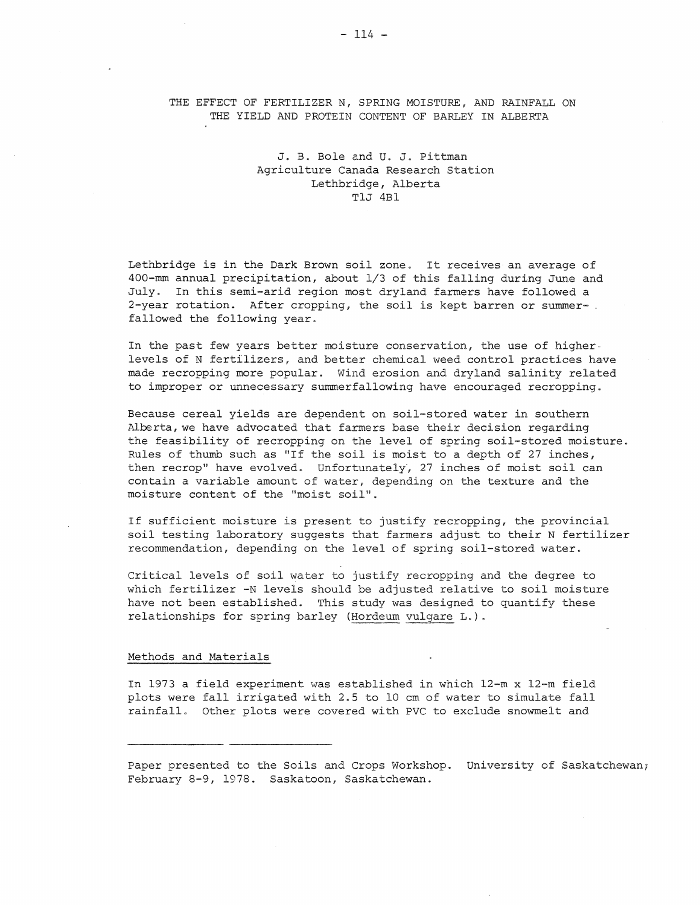# THE EFFECT OF FERTILIZER N, SPRING MOISTURE, AND RAINFALL ON THE YIELD AND PROTEIN CONTENT OF BARLEY IN ALBERTA

J. B. Bole and U. J. Pittman
Agriculture Canada Research Station
Lethbridge, Alberta
T1J 4B1

Lethbridge is in the Dark Brown soil zone. It receives an average of 400-mm annual precipitation, about 1/3 of this falling during June and July. In this semi-arid region most dryland farmers have followed a 2-year rotation. After cropping, the soil is kept barren or summer-fallowed the following year.

In the past few years better moisture conservation, the use of higher levels of N fertilizers, and better chemical weed control practices have made recropping more popular. Wind erosion and dryland salinity related to improper or unnecessary summerfallowing have encouraged recropping.

Because cereal yields are dependent on soil-stored water in southern Alberta, we have advocated that farmers base their decision regarding the feasibility of recropping on the level of spring soil-stored moisture. Rules of thumb such as "If the soil is moist to a depth of 27 inches, then recrop" have evolved. Unfortunately, 27 inches of moist soil can contain a variable amount of water, depending on the texture and the moisture content of the "moist soil".

If sufficient moisture is present to justify recropping, the provincial soil testing laboratory suggests that farmers adjust to their N fertilizer recommendation, depending on the level of spring soil-stored water.

Critical levels of soil water to justify recropping and the degree to which fertilizer -N levels should be adjusted relative to soil moisture have not been established. This study was designed to quantify these relationships for spring barley (*Hordeum vulgare* L.).

## Methods and Materials

In 1973 a field experiment was established in which 12-m x 12-m field plots were fall irrigated with 2.5 to 10 cm of water to simulate fall rainfall. Other plots were covered with PVC to exclude snowmelt and

---

Paper presented to the Soils and Crops Workshop. University of Saskatchewan; February 8-9, 1978. Saskatoon, Saskatchewan.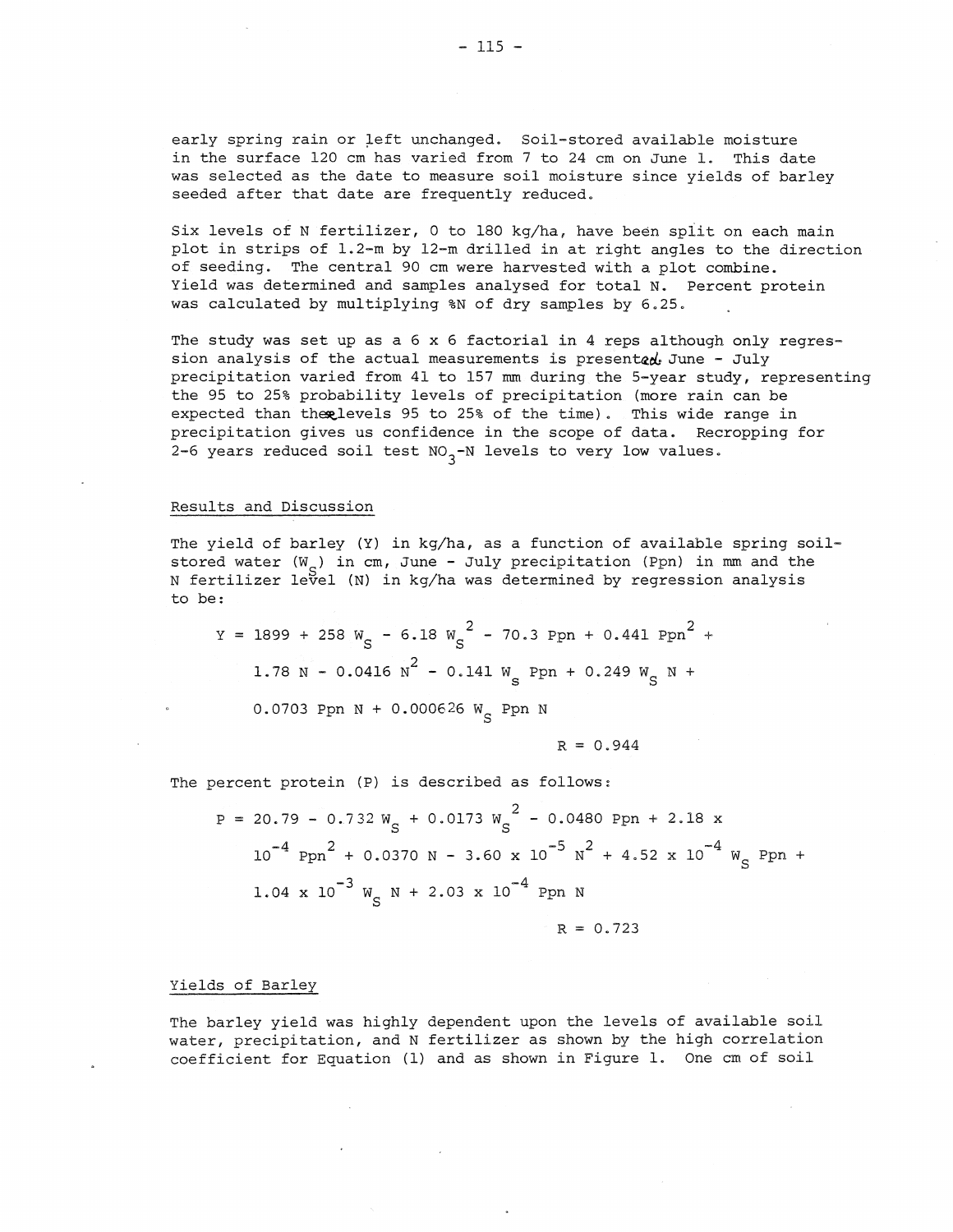early spring rain or left unchanged. Soil-stored available moisture in the surface 120 cm has varied from 7 to 24 cm on June 1. This date was selected as the date to measure soil moisture since yields of barley seeded after that date are frequently reduced.

Six levels of N fertilizer, 0 to 180 kg/ha, have been split on each main plot in strips of 1.2-m by 12-m drilled in at right angles to the direction of seeding. The central 90 cm were harvested with a plot combine. Yield was determined and samples analysed for total N. Percent protein was calculated by multiplying %N of dry samples by 6.25.

The study was set up as a 6 x 6 factorial in 4 reps although only regression analysis of the actual measurements is presented. June - July precipitation varied from 41 to 157 mm during the 5-year study, representing the 95 to 25% probability levels of precipitation (more rain can be expected than the levels 95 to 25% of the time). This wide range in precipitation gives us confidence in the scope of data. Recropping for 2-6 years reduced soil test $NO_3$-N levels to very low values.

## Results and Discussion

The yield of barley (Y) in kg/ha, as a function of available spring soil-stored water ($W_S$) in cm, June - July precipitation (Ppn) in mm and the N fertilizer level (N) in kg/ha was determined by regression analysis to be:

$$Y = 1899 + 258\ W_S - 6.18\ W_S^2 - 70.3\ Ppn + 0.441\ Ppn^2 + 1.78\ N - 0.0416\ N^2 - 0.141\ W_S\ Ppn + 0.249\ W_S\ N + 0.0703\ Ppn\ N + 0.000626\ W_S\ Ppn\ N$$

$$R = 0.944$$

The percent protein (P) is described as follows:

$$P = 20.79 - 0.732\ W_S + 0.0173\ W_S^2 - 0.0480\ Ppn + 2.18 \times 10^{-4}\ Ppn^2 + 0.0370\ N - 3.60 \times 10^{-5}\ N^2 + 4.52 \times 10^{-4}\ W_S\ Ppn + 1.04 \times 10^{-3}\ W_S\ N + 2.03 \times 10^{-4}\ Ppn\ N$$

$$R = 0.723$$

## Yields of Barley

The barley yield was highly dependent upon the levels of available soil water, precipitation, and N fertilizer as shown by the high correlation coefficient for Equation (1) and as shown in Figure 1. One cm of soil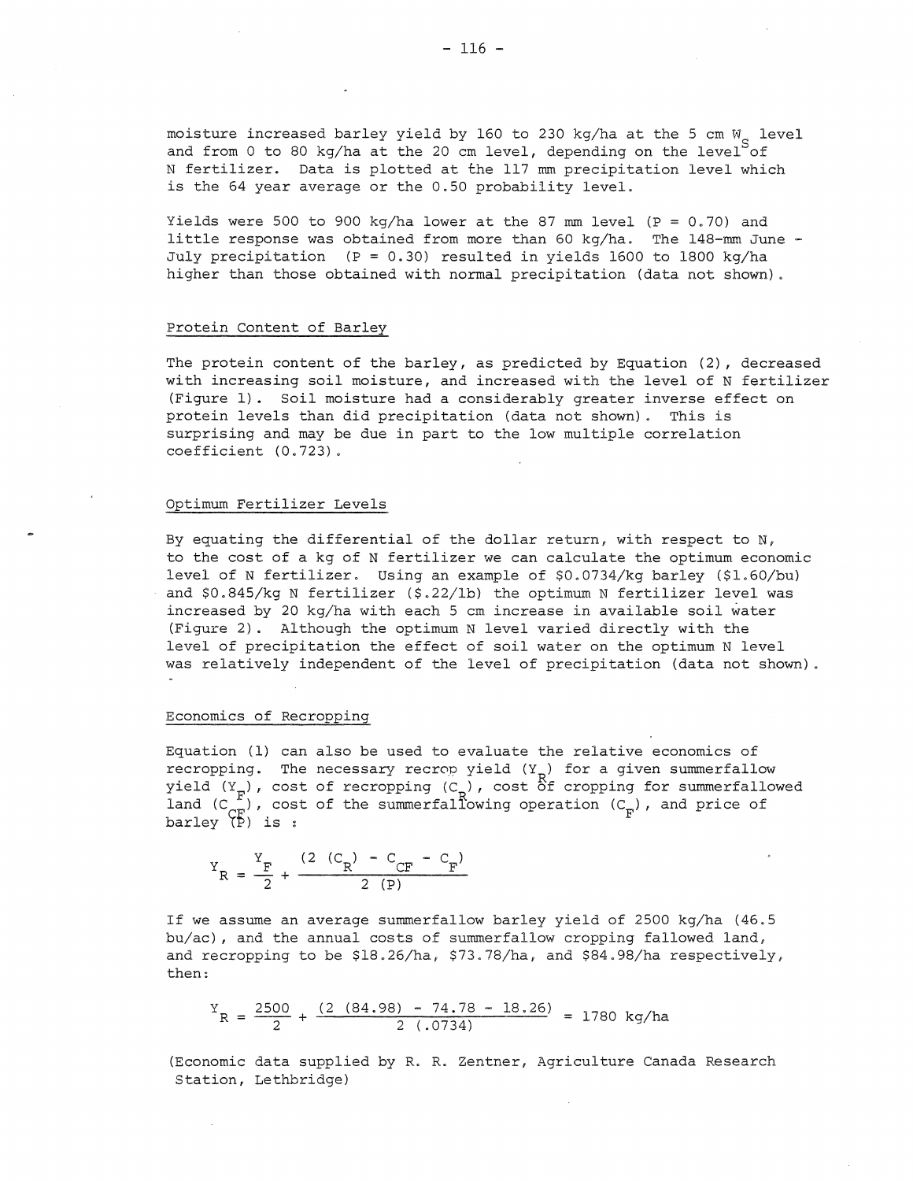moisture increased barley yield by 160 to 230 kg/ha at the 5 cm $W_S$ level and from 0 to 80 kg/ha at the 20 cm level, depending on the level of N fertilizer. Data is plotted at the 117 mm precipitation level which is the 64 year average or the 0.50 probability level.

Yields were 500 to 900 kg/ha lower at the 87 mm level ($P = 0.70$) and little response was obtained from more than 60 kg/ha. The 148-mm June - July precipitation ($P = 0.30$) resulted in yields 1600 to 1800 kg/ha higher than those obtained with normal precipitation (data not shown).

## Protein Content of Barley

The protein content of the barley, as predicted by Equation (2), decreased with increasing soil moisture, and increased with the level of N fertilizer (Figure 1). Soil moisture had a considerably greater inverse effect on protein levels than did precipitation (data not shown). This is surprising and may be due in part to the low multiple correlation coefficient (0.723).

## Optimum Fertilizer Levels

By equating the differential of the dollar return, with respect to N, to the cost of a kg of N fertilizer we can calculate the optimum economic level of N fertilizer. Using an example of \$0.0734/kg barley (\$1.60/bu) and \$0.845/kg N fertilizer (\$.22/lb) the optimum N fertilizer level was increased by 20 kg/ha with each 5 cm increase in available soil water (Figure 2). Although the optimum N level varied directly with the level of precipitation the effect of soil water on the optimum N level was relatively independent of the level of precipitation (data not shown).

## Economics of Recropping

Equation (1) can also be used to evaluate the relative economics of recropping. The necessary recrop yield ($Y_R$) for a given summerfallow yield ($Y_F$), cost of recropping ($C_R$), cost of cropping for summerfallowed land ($C_{CF}$), cost of the summerfallowing operation ($C_F$), and price of barley (P) is :

$$Y_R = \frac{Y_F}{2} + \frac{(2\ (C_R) - C_{CF} - C_F)}{2\ (P)}$$

If we assume an average summerfallow barley yield of 2500 kg/ha (46.5 bu/ac), and the annual costs of summerfallow cropping fallowed land, and recropping to be \$18.26/ha, \$73.78/ha, and \$84.98/ha respectively, then:

$$Y_R = \frac{2500}{2} + \frac{(2\ (84.98) - 74.78 - 18.26)}{2\ (.0734)} = 1780 \text{ kg/ha}$$

(Economic data supplied by R. R. Zentner, Agriculture Canada Research Station, Lethbridge)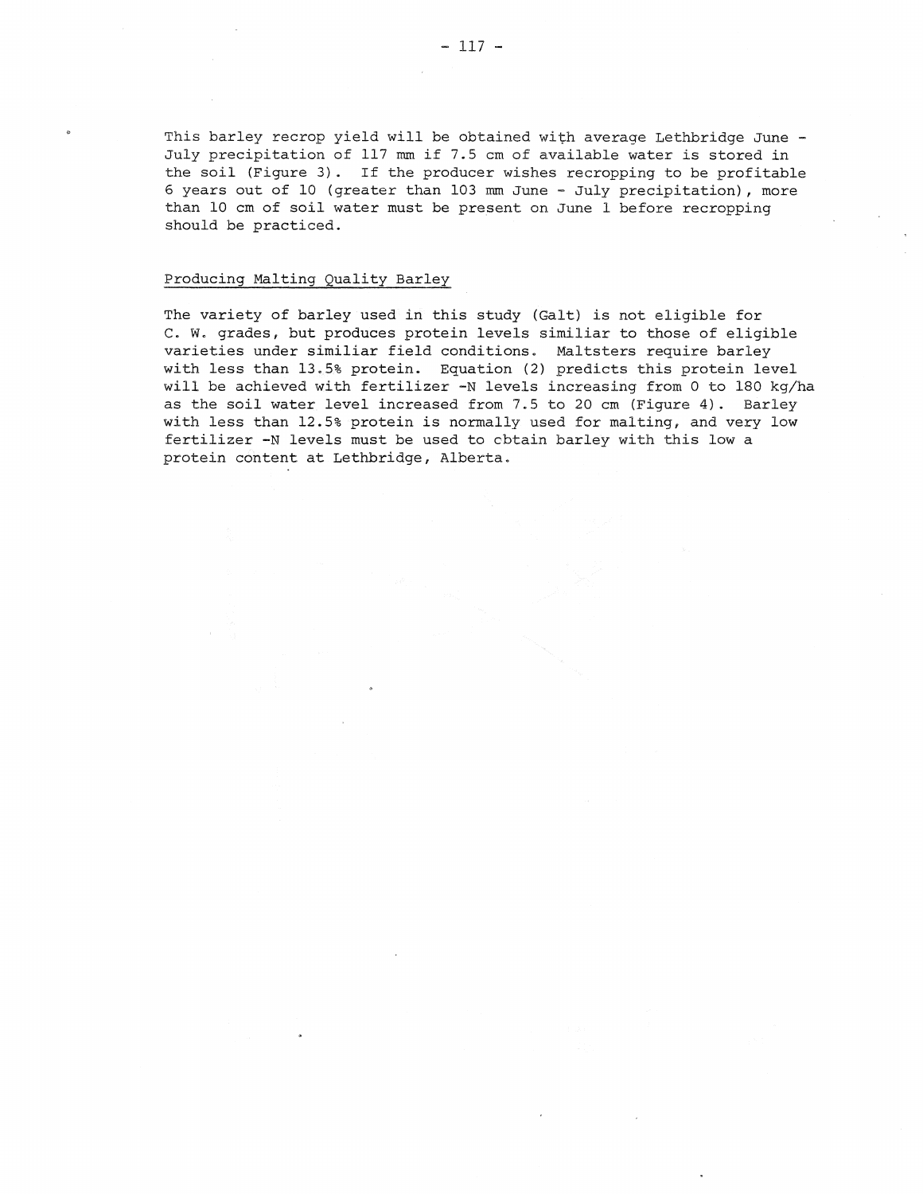This barley recrop yield will be obtained with average Lethbridge June - July precipitation of 117 mm if 7.5 cm of available water is stored in the soil (Figure 3). If the producer wishes recropping to be profitable 6 years out of 10 (greater than 103 mm June - July precipitation), more than 10 cm of soil water must be present on June 1 before recropping should be practiced.

## Producing Malting Quality Barley

The variety of barley used in this study (Galt) is not eligible for C. W. grades, but produces protein levels similiar to those of eligible varieties under similiar field conditions. Maltsters require barley with less than 13.5% protein. Equation (2) predicts this protein level will be achieved with fertilizer -N levels increasing from 0 to 180 kg/ha as the soil water level increased from 7.5 to 20 cm (Figure 4). Barley with less than 12.5% protein is normally used for malting, and very low fertilizer -N levels must be used to cbtain barley with this low a protein content at Lethbridge, Alberta.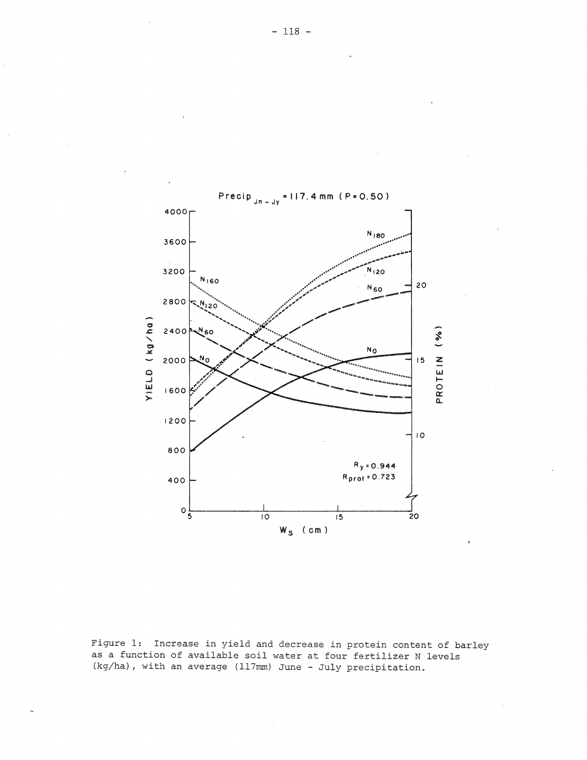Figure 1: Increase in yield and decrease in protein content of barley as a function of available soil water at four fertilizer N levels (kg/ha), with an average (117mm) June - July precipitation.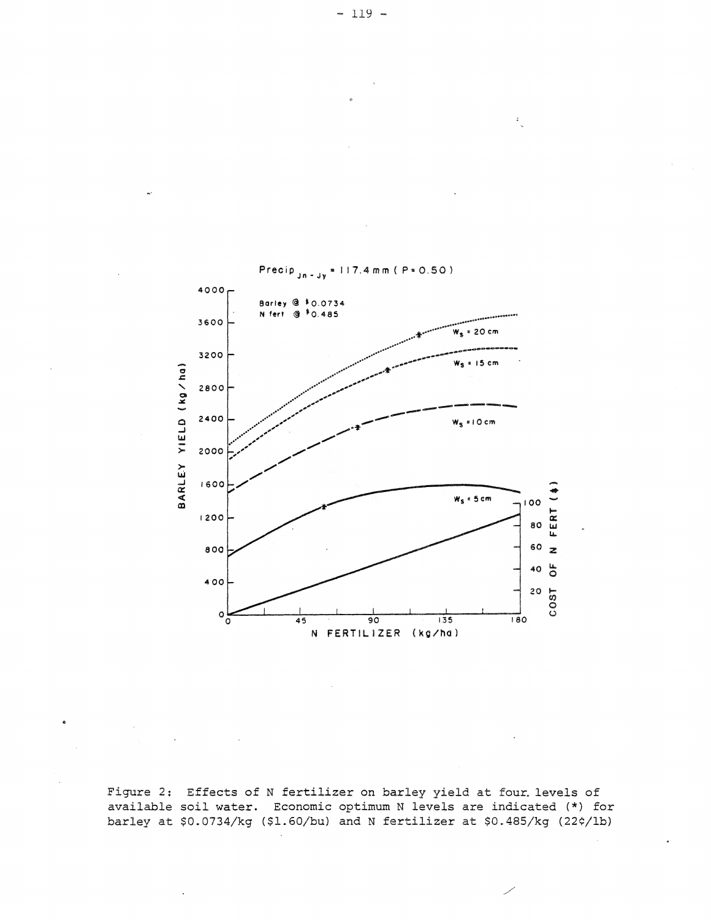Figure 2: Effects of N fertilizer on barley yield at four levels of available soil water. Economic optimum N levels are indicated (*) for barley at \$0.0734/kg (\$1.60/bu) and N fertilizer at \$0.485/kg (22¢/lb)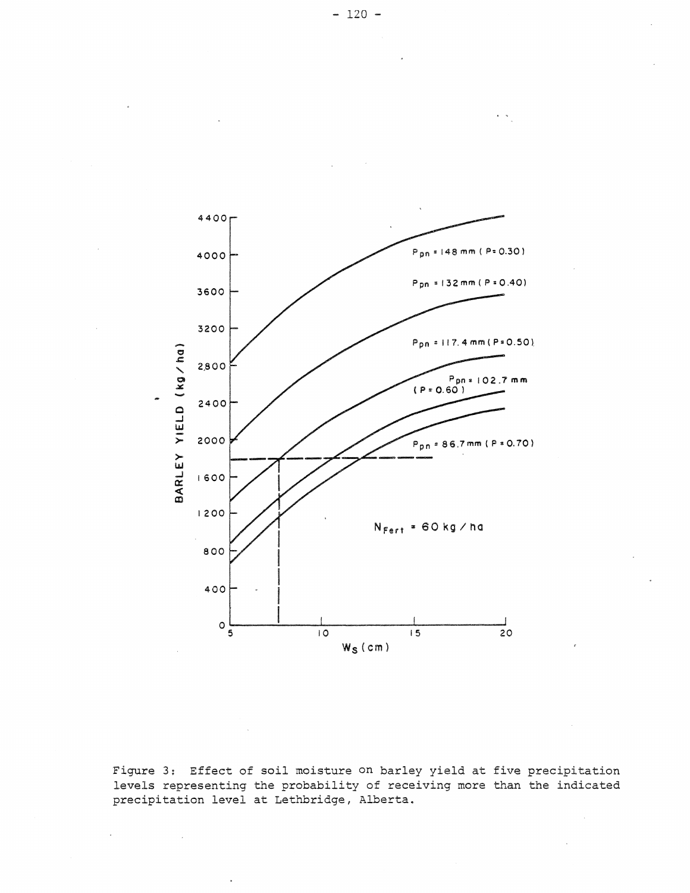Figure 3: Effect of soil moisture on barley yield at five precipitation levels representing the probability of receiving more than the indicated precipitation level at Lethbridge, Alberta.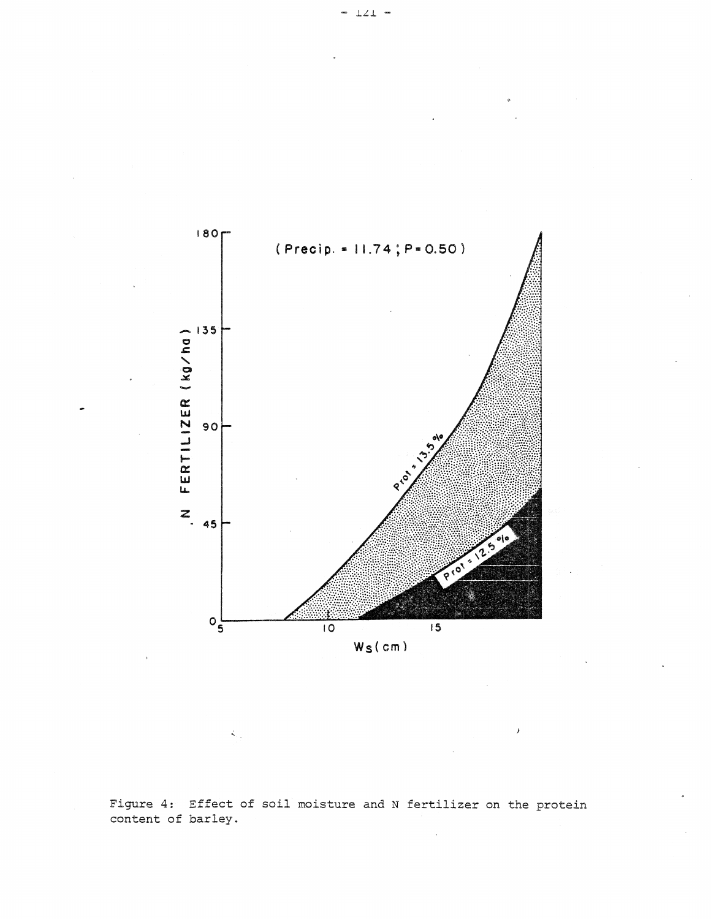(Precip. = 11.74 ; P = 0.50)

N FERTILIZER (kg/ha)

180

135

90

45

0

5

10

15

Ws(cm)

Prot = 13.5 %

Prot = 12.5 %

Figure 4: Effect of soil moisture and N fertilizer on the protein content of barley.